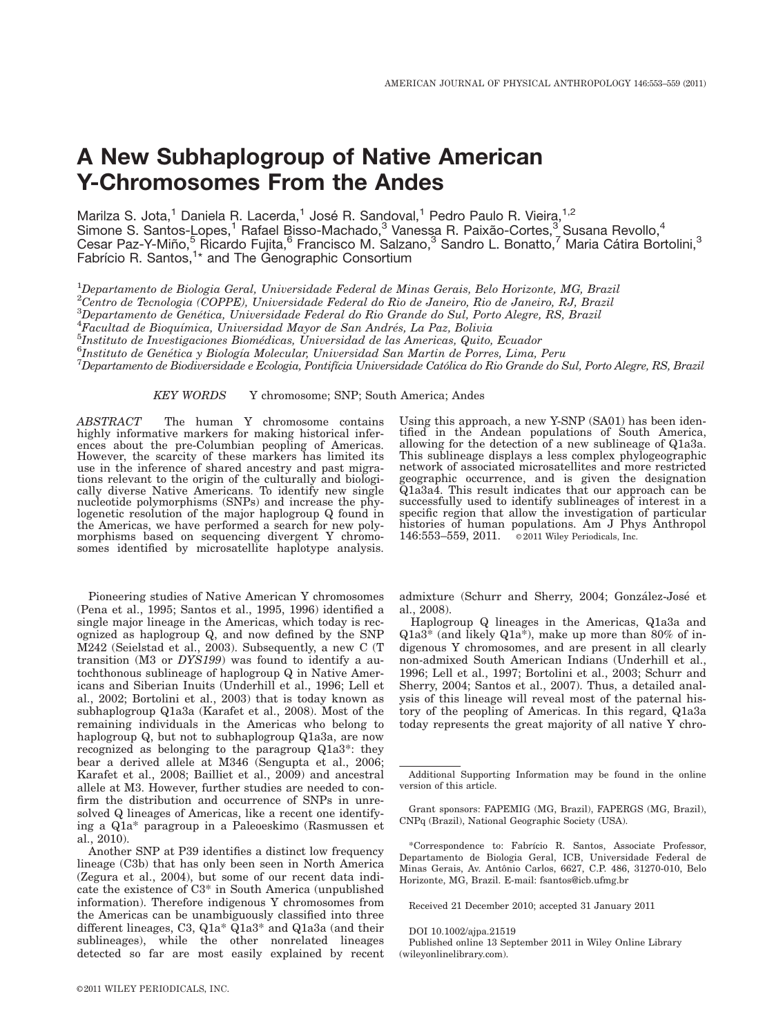# A New Subhaplogroup of Native American Y-Chromosomes From the Andes

Marilza S. Jota,[1] Daniela R. Lacerda,[1] José R. Sandoval,[1] Pedro Paulo R. Vieira,[1,2] Simone S. Santos-Lopes,[1] Rafael Bisso-Machado,[3] Vanessa R. Paixão-Cortes,[3] Susana Revollo,[4] Cesar Paz-Y-Miño,[5] Ricardo Fujita,[6] Francisco M. Salzano,[3] Sandro L. Bonatto,[7] Maria Cátira Bortolini,[3] Fabrício R. Santos,[1*] and The Genographic Consortium

[1]*Departamento de Biologia Geral, Universidade Federal de Minas Gerais, Belo Horizonte, MG, Brazil*
[2]*Centro de Tecnologia (COPPE), Universidade Federal do Rio de Janeiro, Rio de Janeiro, RJ, Brazil*
[3]*Departamento de Genética, Universidade Federal do Rio Grande do Sul, Porto Alegre, RS, Brazil*
[4]*Facultad de Bioquímica, Universidad Mayor de San Andrés, La Paz, Bolivia*
[5]*Instituto de Investigaciones Biomédicas, Universidad de las Americas, Quito, Ecuador*
[6]*Instituto de Genética y Biología Molecular, Universidad San Martin de Porres, Lima, Peru*
[7]*Departamento de Biodiversidade e Ecologia, Pontifícia Universidade Católica do Rio Grande do Sul, Porto Alegre, RS, Brazil*

*KEY WORDS* Y chromosome; SNP; South America; Andes

*ABSTRACT* The human Y chromosome contains highly informative markers for making historical inferences about the pre-Columbian peopling of Americas. However, the scarcity of these markers has limited its use in the inference of shared ancestry and past migrations relevant to the origin of the culturally and biologically diverse Native Americans. To identify new single nucleotide polymorphisms (SNPs) and increase the phylogenetic resolution of the major haplogroup Q found in the Americas, we have performed a search for new polymorphisms based on sequencing divergent Y chromosomes identified by microsatellite haplotype analysis. Using this approach, a new Y-SNP (SA01) has been identified in the Andean populations of South America, allowing for the detection of a new sublineage of Q1a3a. This sublineage displays a less complex phylogeographic network of associated microsatellites and more restricted geographic occurrence, and is given the designation Q1a3a4. This result indicates that our approach can be successfully used to identify sublineages of interest in a specific region that allow the investigation of particular histories of human populations. Am J Phys Anthropol 146:553–559, 2011. ©2011 Wiley Periodicals, Inc.

Pioneering studies of Native American Y chromosomes (Pena et al., 1995; Santos et al., 1995, 1996) identified a single major lineage in the Americas, which today is recognized as haplogroup Q, and now defined by the SNP M242 (Seielstad et al., 2003). Subsequently, a new C (T transition (M3 or *DYS199*) was found to identify a autochthonous sublineage of haplogroup Q in Native Americans and Siberian Inuits (Underhill et al., 1996; Lell et al., 2002; Bortolini et al., 2003) that is today known as subhaplogroup Q1a3a (Karafet et al., 2008). Most of the remaining individuals in the Americas who belong to haplogroup Q, but not to subhaplogroup Q1a3a, are now recognized as belonging to the paragroup Q1a3*: they bear a derived allele at M346 (Sengupta et al., 2006; Karafet et al., 2008; Bailliet et al., 2009) and ancestral allele at M3. However, further studies are needed to confirm the distribution and occurrence of SNPs in unresolved Q lineages of Americas, like a recent one identifying a Q1a* paragroup in a Paleoeskimo (Rasmussen et al., 2010).

Another SNP at P39 identifies a distinct low frequency lineage (C3b) that has only been seen in North America (Zegura et al., 2004), but some of our recent data indicate the existence of C3* in South America (unpublished information). Therefore indigenous Y chromosomes from the Americas can be unambiguously classified into three different lineages, C3, Q1a* Q1a3* and Q1a3a (and their sublineages), while the other nonrelated lineages detected so far are most easily explained by recent admixture (Schurr and Sherry, 2004; González-José et al., 2008).

Haplogroup Q lineages in the Americas, Q1a3a and Q1a3* (and likely Q1a*), make up more than 80% of indigenous Y chromosomes, and are present in all clearly non-admixed South American Indians (Underhill et al., 1996; Lell et al., 1997; Bortolini et al., 2003; Schurr and Sherry, 2004; Santos et al., 2007). Thus, a detailed analysis of this lineage will reveal most of the paternal history of the peopling of Americas. In this regard, Q1a3a today represents the great majority of all native Y chro-

---

Additional Supporting Information may be found in the online version of this article.

Grant sponsors: FAPEMIG (MG, Brazil), FAPERGS (MG, Brazil), CNPq (Brazil), National Geographic Society (USA).

*Correspondence to: Fabrício R. Santos, Associate Professor, Departamento de Biologia Geral, ICB, Universidade Federal de Minas Gerais, Av. Antônio Carlos, 6627, C.P. 486, 31270-010, Belo Horizonte, MG, Brazil. E-mail: fsantos@icb.ufmg.br

Received 21 December 2010; accepted 31 January 2011

DOI 10.1002/ajpa.21519
Published online 13 September 2011 in Wiley Online Library (wileyonlinelibrary.com).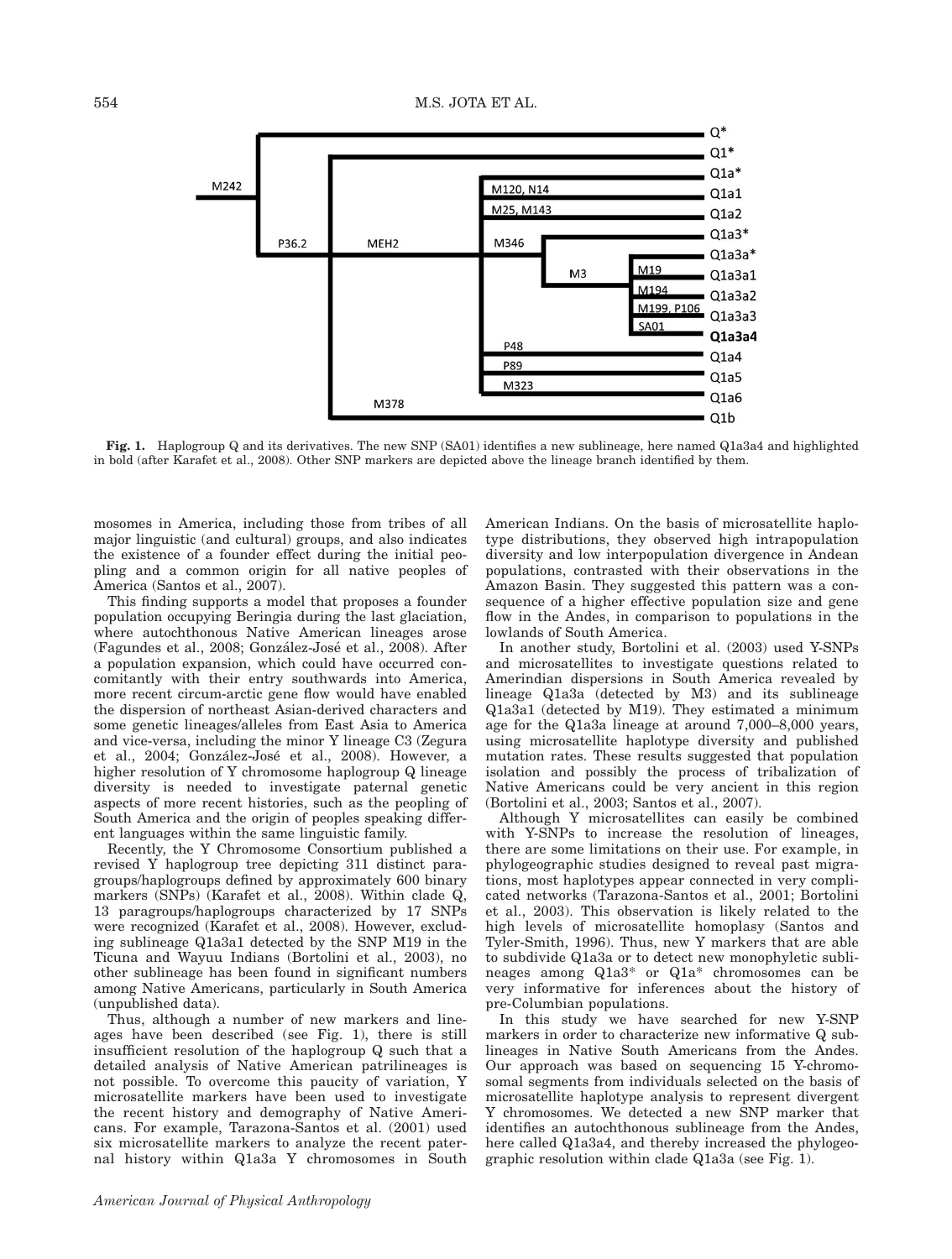Fig. 1. Haplogroup Q and its derivatives. The new SNP (SA01) identifies a new sublineage, here named Q1a3a4 and highlighted in bold (after Karafet et al., 2008). Other SNP markers are depicted above the lineage branch identified by them.

mosomes in America, including those from tribes of all major linguistic (and cultural) groups, and also indicates the existence of a founder effect during the initial peopling and a common origin for all native peoples of America (Santos et al., 2007).

This finding supports a model that proposes a founder population occupying Beringia during the last glaciation, where autochthonous Native American lineages arose (Fagundes et al., 2008; González-José et al., 2008). After a population expansion, which could have occurred concomitantly with their entry southwards into America, more recent circum-arctic gene flow would have enabled the dispersion of northeast Asian-derived characters and some genetic lineages/alleles from East Asia to America and vice-versa, including the minor Y lineage C3 (Zegura et al., 2004; González-José et al., 2008). However, a higher resolution of Y chromosome haplogroup Q lineage diversity is needed to investigate paternal genetic aspects of more recent histories, such as the peopling of South America and the origin of peoples speaking different languages within the same linguistic family.

Recently, the Y Chromosome Consortium published a revised Y haplogroup tree depicting 311 distinct paragroups/haplogroups defined by approximately 600 binary markers (SNPs) (Karafet et al., 2008). Within clade Q, 13 paragroups/haplogroups characterized by 17 SNPs were recognized (Karafet et al., 2008). However, excluding sublineage Q1a3a1 detected by the SNP M19 in the Ticuna and Wayuu Indians (Bortolini et al., 2003), no other sublineage has been found in significant numbers among Native Americans, particularly in South America (unpublished data).

Thus, although a number of new markers and lineages have been described (see Fig. 1), there is still insufficient resolution of the haplogroup Q such that a detailed analysis of Native American patrilineages is not possible. To overcome this paucity of variation, Y microsatellite markers have been used to investigate the recent history and demography of Native Americans. For example, Tarazona-Santos et al. (2001) used six microsatellite markers to analyze the recent paternal history within Q1a3a Y chromosomes in South American Indians. On the basis of microsatellite haplotype distributions, they observed high intrapopulation diversity and low interpopulation divergence in Andean populations, contrasted with their observations in the Amazon Basin. They suggested this pattern was a consequence of a higher effective population size and gene flow in the Andes, in comparison to populations in the lowlands of South America.

In another study, Bortolini et al. (2003) used Y-SNPs and microsatellites to investigate questions related to Amerindian dispersions in South America revealed by lineage Q1a3a (detected by M3) and its sublineage Q1a3a1 (detected by M19). They estimated a minimum age for the Q1a3a lineage at around 7,000–8,000 years, using microsatellite haplotype diversity and published mutation rates. These results suggested that population isolation and possibly the process of tribalization of Native Americans could be very ancient in this region (Bortolini et al., 2003; Santos et al., 2007).

Although Y microsatellites can easily be combined with Y-SNPs to increase the resolution of lineages, there are some limitations on their use. For example, in phylogeographic studies designed to reveal past migrations, most haplotypes appear connected in very complicated networks (Tarazona-Santos et al., 2001; Bortolini et al., 2003). This observation is likely related to the high levels of microsatellite homoplasy (Santos and Tyler-Smith, 1996). Thus, new Y markers that are able to subdivide Q1a3a or to detect new monophyletic sublineages among Q1a3* or Q1a* chromosomes can be very informative for inferences about the history of pre-Columbian populations.

In this study we have searched for new Y-SNP markers in order to characterize new informative Q sublineages in Native South Americans from the Andes. Our approach was based on sequencing 15 Y-chromosomal segments from individuals selected on the basis of microsatellite haplotype analysis to represent divergent Y chromosomes. We detected a new SNP marker that identifies an autochthonous sublineage from the Andes, here called Q1a3a4, and thereby increased the phylogeographic resolution within clade Q1a3a (see Fig. 1).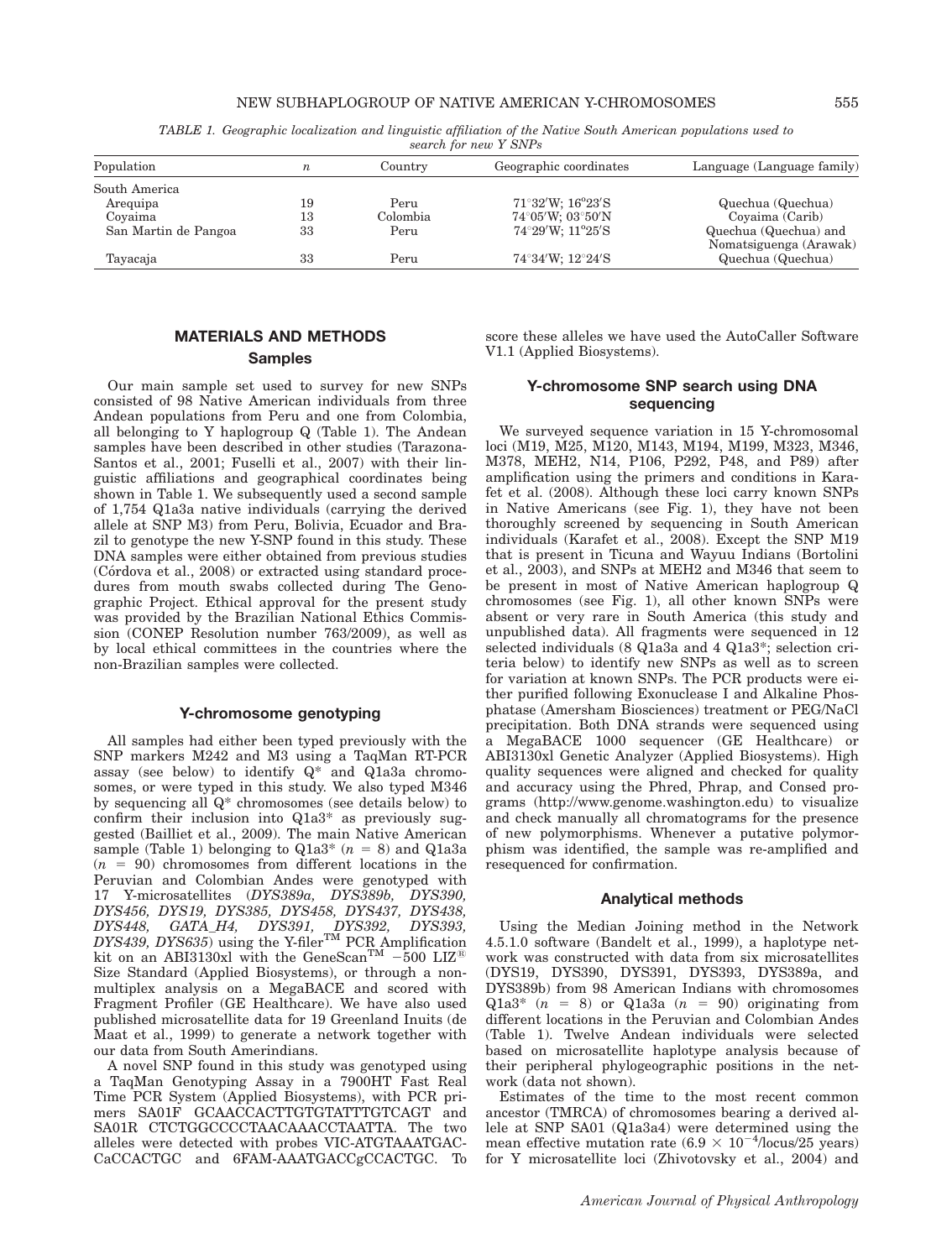TABLE 1. *Geographic localization and linguistic affiliation of the Native South American populations used to search for new Y SNPs*

| Population | *n* | Country | Geographic coordinates | Language (Language family) |
|---|---|---|---|---|
| South America | | | | |
| Arequipa | 19 | Peru | 71°32′W; 16°23′S | Quechua (Quechua) |
| Coyaima | 13 | Colombia | 74°05′W; 03°50′N | Coyaima (Carib) |
| San Martin de Pangoa | 33 | Peru | 74°29′W; 11°25′S | Quechua (Quechua) and Nomatsiguenga (Arawak) |
| Tayacaja | 33 | Peru | 74°34′W; 12°24′S | Quechua (Quechua) |

## MATERIALS AND METHODS

### Samples

Our main sample set used to survey for new SNPs consisted of 98 Native American individuals from three Andean populations from Peru and one from Colombia, all belonging to Y haplogroup Q (Table 1). The Andean samples have been described in other studies (Tarazona-Santos et al., 2001; Fuselli et al., 2007) with their linguistic affiliations and geographical coordinates being shown in Table 1. We subsequently used a second sample of 1,754 Q1a3a native individuals (carrying the derived allele at SNP M3) from Peru, Bolivia, Ecuador and Brazil to genotype the new Y-SNP found in this study. These DNA samples were either obtained from previous studies (Córdova et al., 2008) or extracted using standard procedures from mouth swabs collected during The Genographic Project. Ethical approval for the present study was provided by the Brazilian National Ethics Commission (CONEP Resolution number 763/2009), as well as by local ethical committees in the countries where the non-Brazilian samples were collected.

### Y-chromosome genotyping

All samples had either been typed previously with the SNP markers M242 and M3 using a TaqMan RT-PCR assay (see below) to identify Q* and Q1a3a chromosomes, or were typed in this study. We also typed M346 by sequencing all Q* chromosomes (see details below) to confirm their inclusion into Q1a3* as previously suggested (Bailliet et al., 2009). The main Native American sample (Table 1) belonging to Q1a3* ($n$ = 8) and Q1a3a ($n$ = 90) chromosomes from different locations in the Peruvian and Colombian Andes were genotyped with 17 Y-microsatellites (*DYS389a, DYS389b, DYS390, DYS456, DYS19, DYS385, DYS458, DYS437, DYS438, DYS448, GATA_H4, DYS391, DYS392, DYS393, DYS439, DYS635*) using the Y-filer™ PCR Amplification kit on an ABI3130xl with the GeneScan™ −500 LIZ® Size Standard (Applied Biosystems), or through a non-multiplex analysis on a MegaBACE and scored with Fragment Profiler (GE Healthcare). We have also used published microsatellite data for 19 Greenland Inuits (de Maat et al., 1999) to generate a network together with our data from South Amerindians.

A novel SNP found in this study was genotyped using a TaqMan Genotyping Assay in a 7900HT Fast Real Time PCR System (Applied Biosystems), with PCR primers SA01F GCAACCACTTGTGTATTTGTCAGT and SA01R CTCTGGCCCCTAACAAACCTAATTA. The two alleles were detected with probes VIC-ATGTAAATGACCaCCACTGC and 6FAM-AAATGACCgCCACTGC. To score these alleles we have used the AutoCaller Software V1.1 (Applied Biosystems).

### Y-chromosome SNP search using DNA sequencing

We surveyed sequence variation in 15 Y-chromosomal loci (M19, M25, M120, M143, M194, M199, M323, M346, M378, MEH2, N14, P106, P292, P48, and P89) after amplification using the primers and conditions in Karafet et al. (2008). Although these loci carry known SNPs in Native Americans (see Fig. 1), they have not been thoroughly screened by sequencing in South American individuals (Karafet et al., 2008). Except the SNP M19 that is present in Ticuna and Wayuu Indians (Bortolini et al., 2003), and SNPs at MEH2 and M346 that seem to be present in most of Native American haplogroup Q chromosomes (see Fig. 1), all other known SNPs were absent or very rare in South America (this study and unpublished data). All fragments were sequenced in 12 selected individuals (8 Q1a3a and 4 Q1a3*; selection criteria below) to identify new SNPs as well as to screen for variation at known SNPs. The PCR products were either purified following Exonuclease I and Alkaline Phosphatase (Amersham Biosciences) treatment or PEG/NaCl precipitation. Both DNA strands were sequenced using a MegaBACE 1000 sequencer (GE Healthcare) or ABI3130xl Genetic Analyzer (Applied Biosystems). High quality sequences were aligned and checked for quality and accuracy using the Phred, Phrap, and Consed programs (http://www.genome.washington.edu) to visualize and check manually all chromatograms for the presence of new polymorphisms. Whenever a putative polymorphism was identified, the sample was re-amplified and resequenced for confirmation.

### Analytical methods

Using the Median Joining method in the Network 4.5.1.0 software (Bandelt et al., 1999), a haplotype network was constructed with data from six microsatellites (DYS19, DYS390, DYS391, DYS393, DYS389a, and DYS389b) from 98 American Indians with chromosomes Q1a3* ($n$ = 8) or Q1a3a ($n$ = 90) originating from different locations in the Peruvian and Colombian Andes (Table 1). Twelve Andean individuals were selected based on microsatellite haplotype analysis because of their peripheral phylogeographic positions in the network (data not shown).

Estimates of the time to the most recent common ancestor (TMRCA) of chromosomes bearing a derived allele at SNP SA01 (Q1a3a4) were determined using the mean effective mutation rate ($6.9 \times 10^{-4}$/locus/25 years) for Y microsatellite loci (Zhivotovsky et al., 2004) and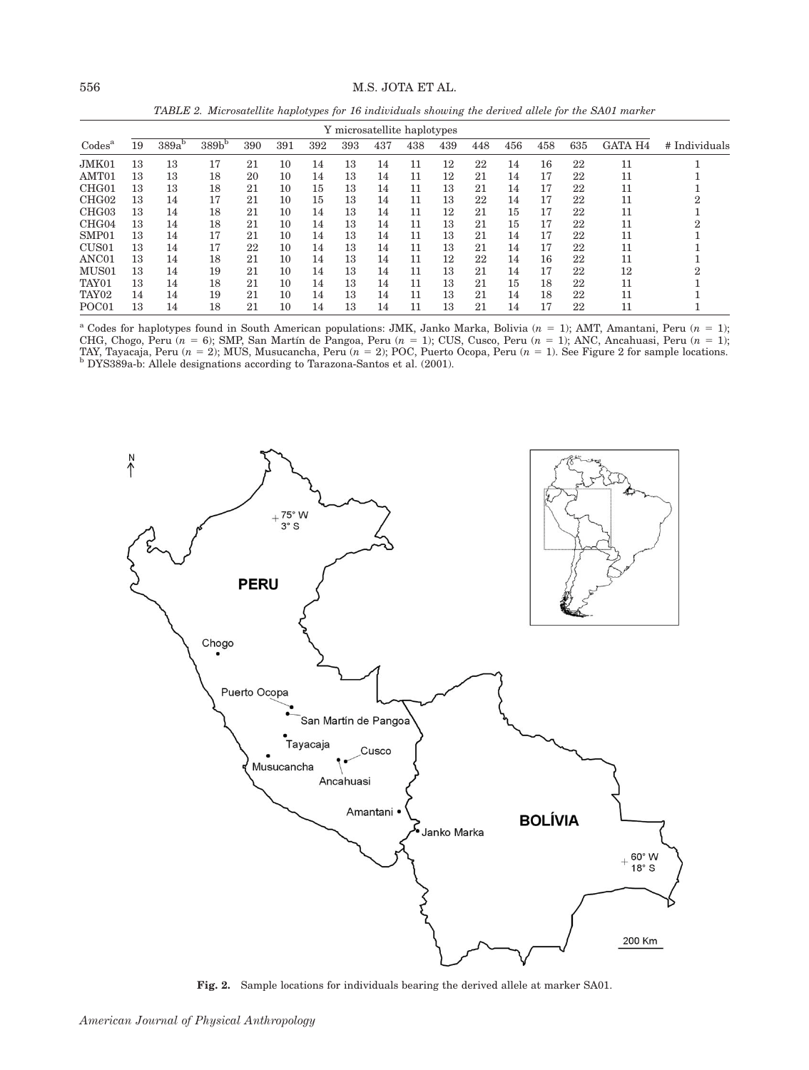*TABLE 2. Microsatellite haplotypes for 16 individuals showing the derived allele for the SA01 marker*

| Codes[a] | Y microsatellite haplotypes | | | | | | | | | | | | | | | # Individuals |
|---|---|---|---|---|---|---|---|---|---|---|---|---|---|---|---|---|
| | 19 | 389a[b] | 389b[b] | 390 | 391 | 392 | 393 | 437 | 438 | 439 | 448 | 456 | 458 | 635 | GATA H4 | |
| JMK01 | 13 | 13 | 17 | 21 | 10 | 14 | 13 | 14 | 11 | 12 | 22 | 14 | 16 | 22 | 11 | 1 |
| AMT01 | 13 | 13 | 18 | 20 | 10 | 14 | 13 | 14 | 11 | 12 | 21 | 14 | 17 | 22 | 11 | 1 |
| CHG01 | 13 | 13 | 18 | 21 | 10 | 15 | 13 | 14 | 11 | 13 | 21 | 14 | 17 | 22 | 11 | 1 |
| CHG02 | 13 | 14 | 17 | 21 | 10 | 15 | 13 | 14 | 11 | 13 | 22 | 14 | 17 | 22 | 11 | 2 |
| CHG03 | 13 | 14 | 18 | 21 | 10 | 14 | 13 | 14 | 11 | 12 | 21 | 15 | 17 | 22 | 11 | 1 |
| CHG04 | 13 | 14 | 18 | 21 | 10 | 14 | 13 | 14 | 11 | 13 | 21 | 15 | 17 | 22 | 11 | 2 |
| SMP01 | 13 | 14 | 17 | 21 | 10 | 14 | 13 | 14 | 11 | 13 | 21 | 14 | 17 | 22 | 11 | 1 |
| CUS01 | 13 | 14 | 17 | 22 | 10 | 14 | 13 | 14 | 11 | 13 | 21 | 14 | 17 | 22 | 11 | 1 |
| ANC01 | 13 | 14 | 18 | 21 | 10 | 14 | 13 | 14 | 11 | 12 | 22 | 14 | 16 | 22 | 11 | 1 |
| MUS01 | 13 | 14 | 19 | 21 | 10 | 14 | 13 | 14 | 11 | 13 | 21 | 14 | 17 | 22 | 12 | 2 |
| TAY01 | 13 | 14 | 18 | 21 | 10 | 14 | 13 | 14 | 11 | 13 | 21 | 15 | 18 | 22 | 11 | 1 |
| TAY02 | 14 | 14 | 19 | 21 | 10 | 14 | 13 | 14 | 11 | 13 | 21 | 14 | 18 | 22 | 11 | 1 |
| POC01 | 13 | 14 | 18 | 21 | 10 | 14 | 13 | 14 | 11 | 13 | 21 | 14 | 17 | 22 | 11 | 1 |

[a] Codes for haplotypes found in South American populations: JMK, Janko Marka, Bolivia ($n = 1$); AMT, Amantani, Peru ($n = 1$); CHG, Chogo, Peru ($n = 6$); SMP, San Martín de Pangoa, Peru ($n = 1$); CUS, Cusco, Peru ($n = 1$); ANC, Ancahuasi, Peru ($n = 1$); TAY, Tayacaja, Peru ($n = 2$); MUS, Musucancha, Peru ($n = 2$); POC, Puerto Ocopa, Peru ($n = 1$). See Figure 2 for sample locations.
[b] DYS389a-b: Allele designations according to Tarazona-Santos et al. (2001).

**Fig. 2.** Sample locations for individuals bearing the derived allele at marker SA01.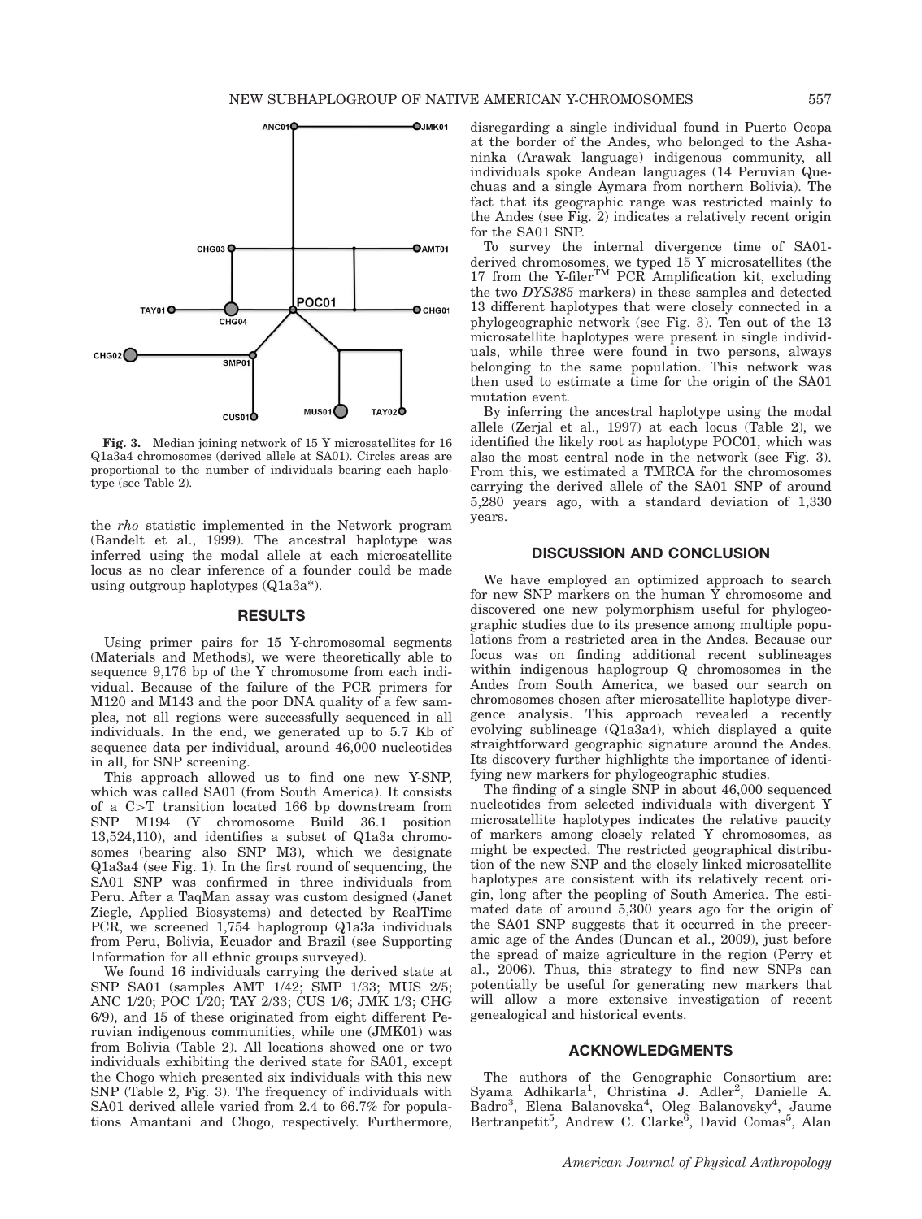**Fig. 3.** Median joining network of 15 Y microsatellites for 16 Q1a3a4 chromosomes (derived allele at SA01). Circles areas are proportional to the number of individuals bearing each haplotype (see Table 2).

the *rho* statistic implemented in the Network program (Bandelt et al., 1999). The ancestral haplotype was inferred using the modal allele at each microsatellite locus as no clear inference of a founder could be made using outgroup haplotypes (Q1a3a*).

## RESULTS

Using primer pairs for 15 Y-chromosomal segments (Materials and Methods), we were theoretically able to sequence 9,176 bp of the Y chromosome from each individual. Because of the failure of the PCR primers for M120 and M143 and the poor DNA quality of a few samples, not all regions were successfully sequenced in all individuals. In the end, we generated up to 5.7 Kb of sequence data per individual, around 46,000 nucleotides in all, for SNP screening.

This approach allowed us to find one new Y-SNP, which was called SA01 (from South America). It consists of a C>T transition located 166 bp downstream from SNP M194 (Y chromosome Build 36.1 position 13,524,110), and identifies a subset of Q1a3a chromosomes (bearing also SNP M3), which we designate Q1a3a4 (see Fig. 1). In the first round of sequencing, the SA01 SNP was confirmed in three individuals from Peru. After a TaqMan assay was custom designed (Janet Ziegle, Applied Biosystems) and detected by RealTime PCR, we screened 1,754 haplogroup Q1a3a individuals from Peru, Bolivia, Ecuador and Brazil (see Supporting Information for all ethnic groups surveyed).

We found 16 individuals carrying the derived state at SNP SA01 (samples AMT 1/42; SMP 1/33; MUS 2/5; ANC 1/20; POC 1/20; TAY 2/33; CUS 1/6; JMK 1/3; CHG 6/9), and 15 of these originated from eight different Peruvian indigenous communities, while one (JMK01) was from Bolivia (Table 2). All locations showed one or two individuals exhibiting the derived state for SA01, except the Chogo which presented six individuals with this new SNP (Table 2, Fig. 3). The frequency of individuals with SA01 derived allele varied from 2.4 to 66.7% for populations Amantani and Chogo, respectively. Furthermore, disregarding a single individual found in Puerto Ocopa at the border of the Andes, who belonged to the Asháninka (Arawak language) indigenous community, all individuals spoke Andean languages (14 Peruvian Quechuas and a single Aymara from northern Bolivia). The fact that its geographic range was restricted mainly to the Andes (see Fig. 2) indicates a relatively recent origin for the SA01 SNP.

To survey the internal divergence time of SA01-derived chromosomes, we typed 15 Y microsatellites (the 17 from the Y-filer™ PCR Amplification kit, excluding the two *DYS385* markers) in these samples and detected 13 different haplotypes that were closely connected in a phylogeographic network (see Fig. 3). Ten out of the 13 microsatellite haplotypes were present in single individuals, while three were found in two persons, always belonging to the same population. This network was then used to estimate a time for the origin of the SA01 mutation event.

By inferring the ancestral haplotype using the modal allele (Zerjal et al., 1997) at each locus (Table 2), we identified the likely root as haplotype POC01, which was also the most central node in the network (see Fig. 3). From this, we estimated a TMRCA for the chromosomes carrying the derived allele of the SA01 SNP of around 5,280 years ago, with a standard deviation of 1,330 years.

## DISCUSSION AND CONCLUSION

We have employed an optimized approach to search for new SNP markers on the human Y chromosome and discovered one new polymorphism useful for phylogeographic studies due to its presence among multiple populations from a restricted area in the Andes. Because our focus was on finding additional recent sublineages within indigenous haplogroup Q chromosomes in the Andes from South America, we based our search on chromosomes chosen after microsatellite haplotype divergence analysis. This approach revealed a recently evolving sublineage (Q1a3a4), which displayed a quite straightforward geographic signature around the Andes. Its discovery further highlights the importance of identifying new markers for phylogeographic studies.

The finding of a single SNP in about 46,000 sequenced nucleotides from selected individuals with divergent Y microsatellite haplotypes indicates the relative paucity of markers among closely related Y chromosomes, as might be expected. The restricted geographical distribution of the new SNP and the closely linked microsatellite haplotypes are consistent with its relatively recent origin, long after the peopling of South America. The estimated date of around 5,300 years ago for the origin of the SA01 SNP suggests that it occurred in the preceramic age of the Andes (Duncan et al., 2009), just before the spread of maize agriculture in the region (Perry et al., 2006). Thus, this strategy to find new SNPs can potentially be useful for generating new markers that will allow a more extensive investigation of recent genealogical and historical events.

## ACKNOWLEDGMENTS

The authors of the Genographic Consortium are: Syama Adhikarla[1], Christina J. Adler[2], Danielle A. Badro[3], Elena Balanovska[4], Oleg Balanovsky[4], Jaume Bertranpetit[5], Andrew C. Clarke[6], David Comas[5], Alan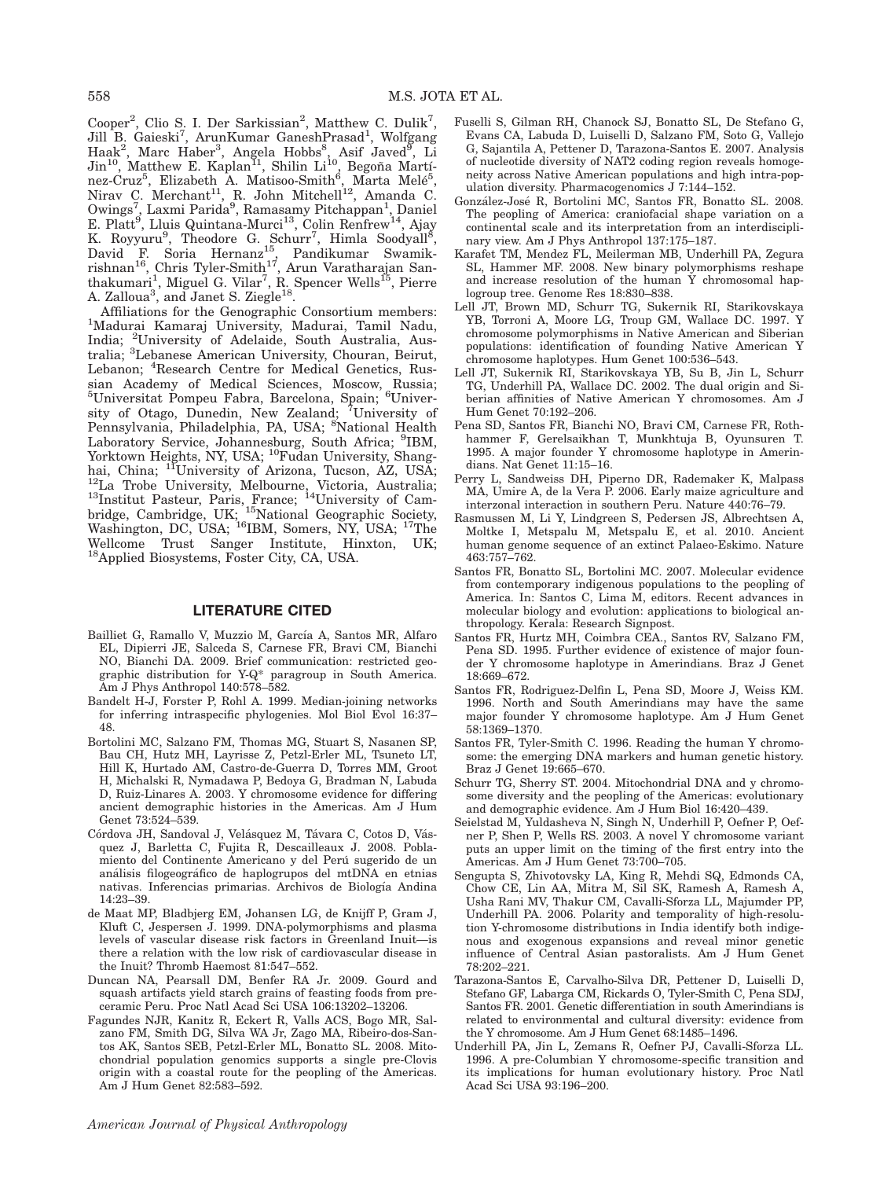Cooper[2], Clio S. I. Der Sarkissian[2], Matthew C. Dulik[7], Jill B. Gaieski[7], ArunKumar GaneshPrasad[1], Wolfgang Haak[2], Marc Haber[3], Angela Hobbs[8], Asif Javed[9], Li Jin[10], Matthew E. Kaplan[11], Shilin Li[10], Begoña Martínez-Cruz[5], Elizabeth A. Matisoo-Smith[6], Marta Melé[5], Nirav C. Merchant[11], R. John Mitchell[12], Amanda C. Owings[7], Laxmi Parida[9], Ramasamy Pitchappan[1], Daniel E. Platt[9], Lluis Quintana-Murci[13], Colin Renfrew[14], Ajay K. Royyuru[9], Theodore G. Schurr[7], Himla Soodyall[8], David F. Soria Hernanz[15], Pandikumar Swamikrishnan[16], Chris Tyler-Smith[17], Arun Varatharajan Santhakumari[1], Miguel G. Vilar[7], R. Spencer Wells[15], Pierre A. Zalloua[3], and Janet S. Ziegle[18].

Affiliations for the Genographic Consortium members: [1]Madurai Kamaraj University, Madurai, Tamil Nadu, India; [2]University of Adelaide, South Australia, Australia; [3]Lebanese American University, Chouran, Beirut, Lebanon; [4]Research Centre for Medical Genetics, Russian Academy of Medical Sciences, Moscow, Russia; [5]Universitat Pompeu Fabra, Barcelona, Spain; [6]University of Otago, Dunedin, New Zealand; [7]University of Pennsylvania, Philadelphia, PA, USA; [8]National Health Laboratory Service, Johannesburg, South Africa; [9]IBM, Yorktown Heights, NY, USA; [10]Fudan University, Shanghai, China; [11]University of Arizona, Tucson, AZ, USA; [12]La Trobe University, Melbourne, Victoria, Australia; [13]Institut Pasteur, Paris, France; [14]University of Cambridge, Cambridge, UK; [15]National Geographic Society, Washington, DC, USA; [16]IBM, Somers, NY, USA; [17]The Wellcome Trust Sanger Institute, Hinxton, UK; [18]Applied Biosystems, Foster City, CA, USA.

## LITERATURE CITED

Bailliet G, Ramallo V, Muzzio M, García A, Santos MR, Alfaro EL, Dipierri JE, Salceda S, Carnese FR, Bravi CM, Bianchi NO, Bianchi DA. 2009. Brief communication: restricted geographic distribution for Y-Q* paragroup in South America. Am J Phys Anthropol 140:578–582.

Bandelt H-J, Forster P, Rohl A. 1999. Median-joining networks for inferring intraspecific phylogenies. Mol Biol Evol 16:37–48.

Bortolini MC, Salzano FM, Thomas MG, Stuart S, Nasanen SP, Bau CH, Hutz MH, Layrisse Z, Petzl-Erler ML, Tsuneto LT, Hill K, Hurtado AM, Castro-de-Guerra D, Torres MM, Groot H, Michalski R, Nymadawa P, Bedoya G, Bradman N, Labuda D, Ruiz-Linares A. 2003. Y chromosome evidence for differing ancient demographic histories in the Americas. Am J Hum Genet 73:524–539.

Córdova JH, Sandoval J, Velásquez M, Távara C, Cotos D, Vásquez J, Barletta C, Fujita R, Descailleaux J. 2008. Poblamiento del Continente Americano y del Perú sugerido de un análisis filogeográfico de haplogrupos del mtDNA en etnias nativas. Inferencias primarias. Archivos de Biología Andina 14:23–39.

de Maat MP, Bladbjerg EM, Johansen LG, de Knijff P, Gram J, Kluft C, Jespersen J. 1999. DNA-polymorphisms and plasma levels of vascular disease risk factors in Greenland Inuit—is there a relation with the low risk of cardiovascular disease in the Inuit? Thromb Haemost 81:547–552.

Duncan NA, Pearsall DM, Benfer RA Jr. 2009. Gourd and squash artifacts yield starch grains of feasting foods from preceramic Peru. Proc Natl Acad Sci USA 106:13202–13206.

Fagundes NJR, Kanitz R, Eckert R, Valls ACS, Bogo MR, Salzano FM, Smith DG, Silva WA Jr, Zago MA, Ribeiro-dos-Santos AK, Santos SEB, Petzl-Erler ML, Bonatto SL. 2008. Mitochondrial population genomics supports a single pre-Clovis origin with a coastal route for the peopling of the Americas. Am J Hum Genet 82:583–592.

Fuselli S, Gilman RH, Chanock SJ, Bonatto SL, De Stefano G, Evans CA, Labuda D, Luiselli D, Salzano FM, Soto G, Vallejo G, Sajantila A, Pettener D, Tarazona-Santos E. 2007. Analysis of nucleotide diversity of NAT2 coding region reveals homogeneity across Native American populations and high intra-population diversity. Pharmacogenomics J 7:144–152.

González-José R, Bortolini MC, Santos FR, Bonatto SL. 2008. The peopling of America: craniofacial shape variation on a continental scale and its interpretation from an interdisciplinary view. Am J Phys Anthropol 137:175–187.

Karafet TM, Mendez FL, Meilerman MB, Underhill PA, Zegura SL, Hammer MF. 2008. New binary polymorphisms reshape and increase resolution of the human Y chromosomal haplogroup tree. Genome Res 18:830–838.

Lell JT, Brown MD, Schurr TG, Sukernik RI, Starikovskaya YB, Torroni A, Moore LG, Troup GM, Wallace DC. 1997. Y chromosome polymorphisms in Native American and Siberian populations: identification of founding Native American Y chromosome haplotypes. Hum Genet 100:536–543.

Lell JT, Sukernik RI, Starikovskaya YB, Su B, Jin L, Schurr TG, Underhill PA, Wallace DC. 2002. The dual origin and Siberian affinities of Native American Y chromosomes. Am J Hum Genet 70:192–206.

Pena SD, Santos FR, Bianchi NO, Bravi CM, Carnese FR, Rothhammer F, Gerelsaikhan T, Munkhtuja B, Oyunsuren T. 1995. A major founder Y chromosome haplotype in Amerindians. Nat Genet 11:15–16.

Perry L, Sandweiss DH, Piperno DR, Rademaker K, Malpass MA, Umire A, de la Vera P. 2006. Early maize agriculture and interzonal interaction in southern Peru. Nature 440:76–79.

Rasmussen M, Li Y, Lindgreen S, Pedersen JS, Albrechtsen A, Moltke I, Metspalu M, Metspalu E, et al. 2010. Ancient human genome sequence of an extinct Palaeo-Eskimo. Nature 463:757–762.

Santos FR, Bonatto SL, Bortolini MC. 2007. Molecular evidence from contemporary indigenous populations to the peopling of America. In: Santos C, Lima M, editors. Recent advances in molecular biology and evolution: applications to biological anthropology. Kerala: Research Signpost.

Santos FR, Hurtz MH, Coimbra CEA., Santos RV, Salzano FM, Pena SD. 1995. Further evidence of existence of major founder Y chromosome haplotype in Amerindians. Braz J Genet 18:669–672.

Santos FR, Rodriguez-Delfin L, Pena SD, Moore J, Weiss KM. 1996. North and South Amerindians may have the same major founder Y chromosome haplotype. Am J Hum Genet 58:1369–1370.

Santos FR, Tyler-Smith C. 1996. Reading the human Y chromosome: the emerging DNA markers and human genetic history. Braz J Genet 19:665–670.

Schurr TG, Sherry ST. 2004. Mitochondrial DNA and y chromosome diversity and the peopling of the Americas: evolutionary and demographic evidence. Am J Hum Biol 16:420–439.

Seielstad M, Yuldasheva N, Singh N, Underhill P, Oefner P, Oefner P, Shen P, Wells RS. 2003. A novel Y chromosome variant puts an upper limit on the timing of the first entry into the Americas. Am J Hum Genet 73:700–705.

Sengupta S, Zhivotovsky LA, King R, Mehdi SQ, Edmonds CA, Chow CE, Lin AA, Mitra M, Sil SK, Ramesh A, Ramesh A, Usha Rani MV, Thakur CM, Cavalli-Sforza LL, Majumder PP, Underhill PA. 2006. Polarity and temporality of high-resolution Y-chromosome distributions in India identify both indigenous and exogenous expansions and reveal minor genetic influence of Central Asian pastoralists. Am J Hum Genet 78:202–221.

Tarazona-Santos E, Carvalho-Silva DR, Pettener D, Luiselli D, Stefano GF, Labarga CM, Rickards O, Tyler-Smith C, Pena SDJ, Santos FR. 2001. Genetic differentiation in south Amerindians is related to environmental and cultural diversity: evidence from the Y chromosome. Am J Hum Genet 68:1485–1496.

Underhill PA, Jin L, Zemans R, Oefner PJ, Cavalli-Sforza LL. 1996. A pre-Columbian Y chromosome-specific transition and its implications for human evolutionary history. Proc Natl Acad Sci USA 93:196–200.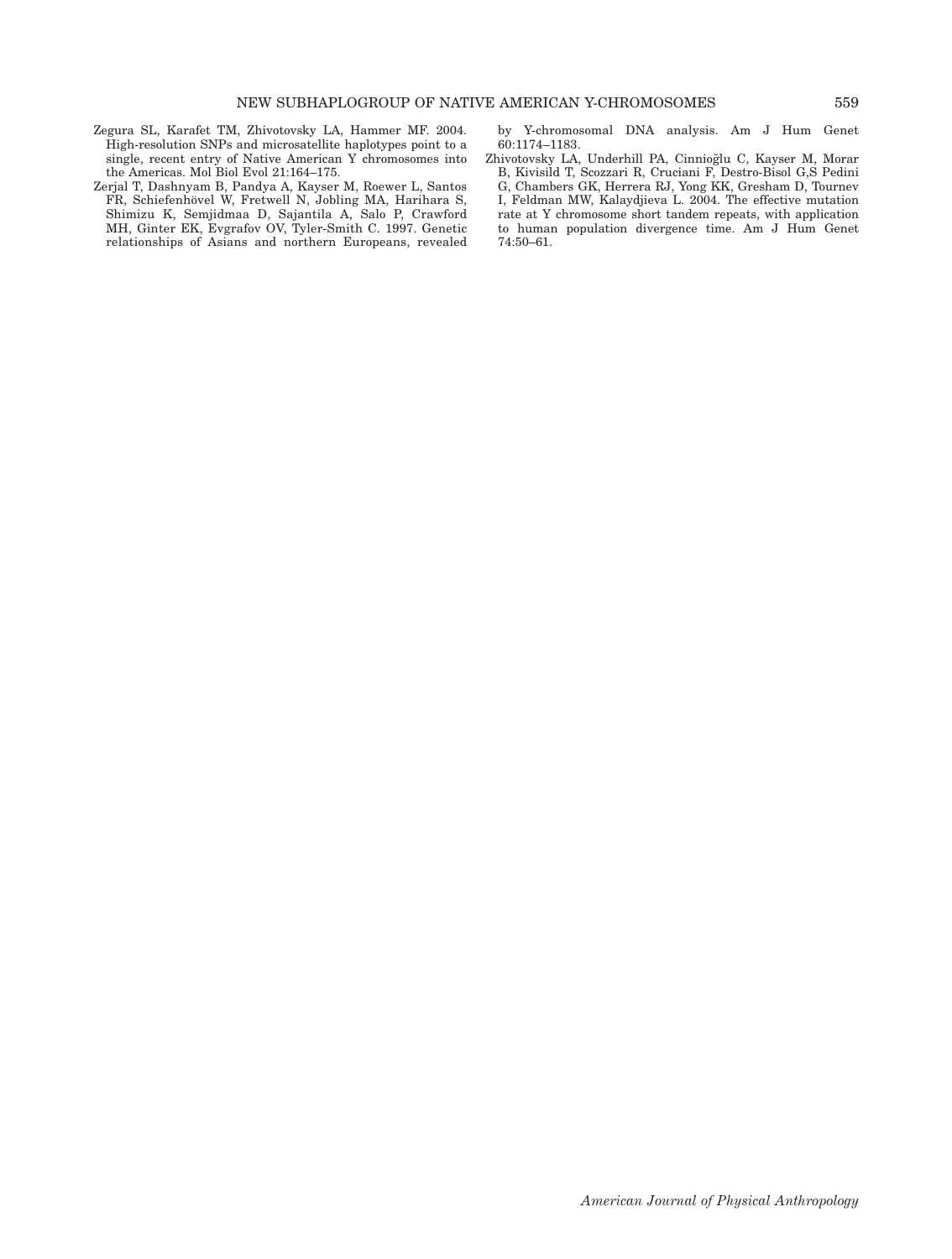Zegura SL, Karafet TM, Zhivotovsky LA, Hammer MF. 2004. High-resolution SNPs and microsatellite haplotypes point to a single, recent entry of Native American Y chromosomes into the Americas. Mol Biol Evol 21:164–175.

Zerjal T, Dashnyam B, Pandya A, Kayser M, Roewer L, Santos FR, Schiefenhövel W, Fretwell N, Jobling MA, Harihara S, Shimizu K, Semjidmaa D, Sajantila A, Salo P, Crawford MH, Ginter EK, Evgrafov OV, Tyler-Smith C. 1997. Genetic relationships of Asians and northern Europeans, revealed by Y-chromosomal DNA analysis. Am J Hum Genet 60:1174–1183.

Zhivotovsky LA, Underhill PA, Cinnioğlu C, Kayser M, Morar B, Kivisild T, Scozzari R, Cruciani F, Destro-Bisol G,S Pedini G, Chambers GK, Herrera RJ, Yong KK, Gresham D, Tournev I, Feldman MW, Kalaydjieva L. 2004. The effective mutation rate at Y chromosome short tandem repeats, with application to human population divergence time. Am J Hum Genet 74:50–61.